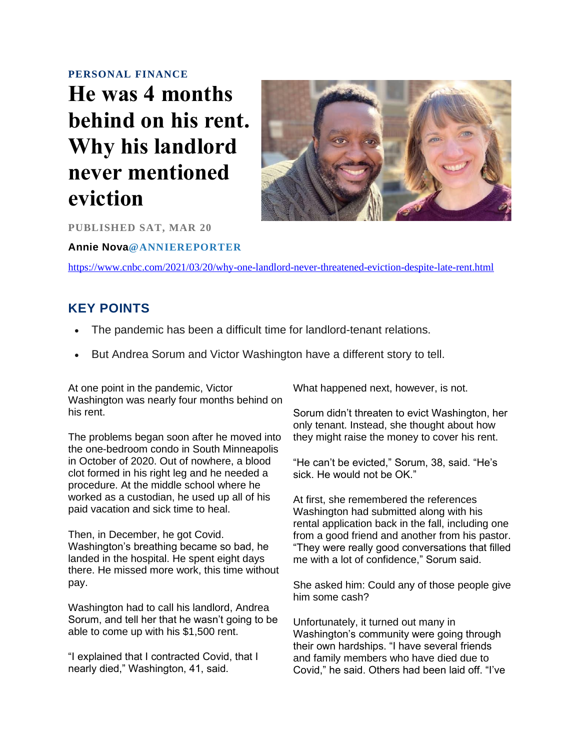**PERSONAL FINANCE**

# He was 4 months behind on his rent. Why his landlord never mentioned eviction

PUBLISHED SAT, MAR 20

**Annie Nova**@ANNIEREPORTER

https://www.cnbc.com/2021/03/20/why-one-landlord-never-threatened-eviction-despite-late-rent.html

## KEY POINTS

- The pandemic has been a difficult time for landlord-tenant relations.
- But Andrea Sorum and Victor Washington have a different story to tell.

At one point in the pandemic, Victor Washington was nearly four months behind on his rent.

The problems began soon after he moved into the one-bedroom condo in South Minneapolis in October of 2020. Out of nowhere, a blood clot formed in his right leg and he needed a procedure. At the middle school where he worked as a custodian, he used up all of his paid vacation and sick time to heal.

Then, in December, he got Covid. Washington's breathing became so bad, he landed in the hospital. He spent eight days there. He missed more work, this time without pay.

Washington had to call his landlord, Andrea Sorum, and tell her that he wasn't going to be able to come up with his $1,500 rent.

"I explained that I contracted Covid, that I nearly died," Washington, 41, said.

What happened next, however, is not.

Sorum didn't threaten to evict Washington, her only tenant. Instead, she thought about how they might raise the money to cover his rent.

"He can't be evicted," Sorum, 38, said. "He's sick. He would not be OK."

At first, she remembered the references Washington had submitted along with his rental application back in the fall, including one from a good friend and another from his pastor. "They were really good conversations that filled me with a lot of confidence," Sorum said.

She asked him: Could any of those people give him some cash?

Unfortunately, it turned out many in Washington's community were going through their own hardships. "I have several friends and family members who have died due to Covid," he said. Others had been laid off. "I've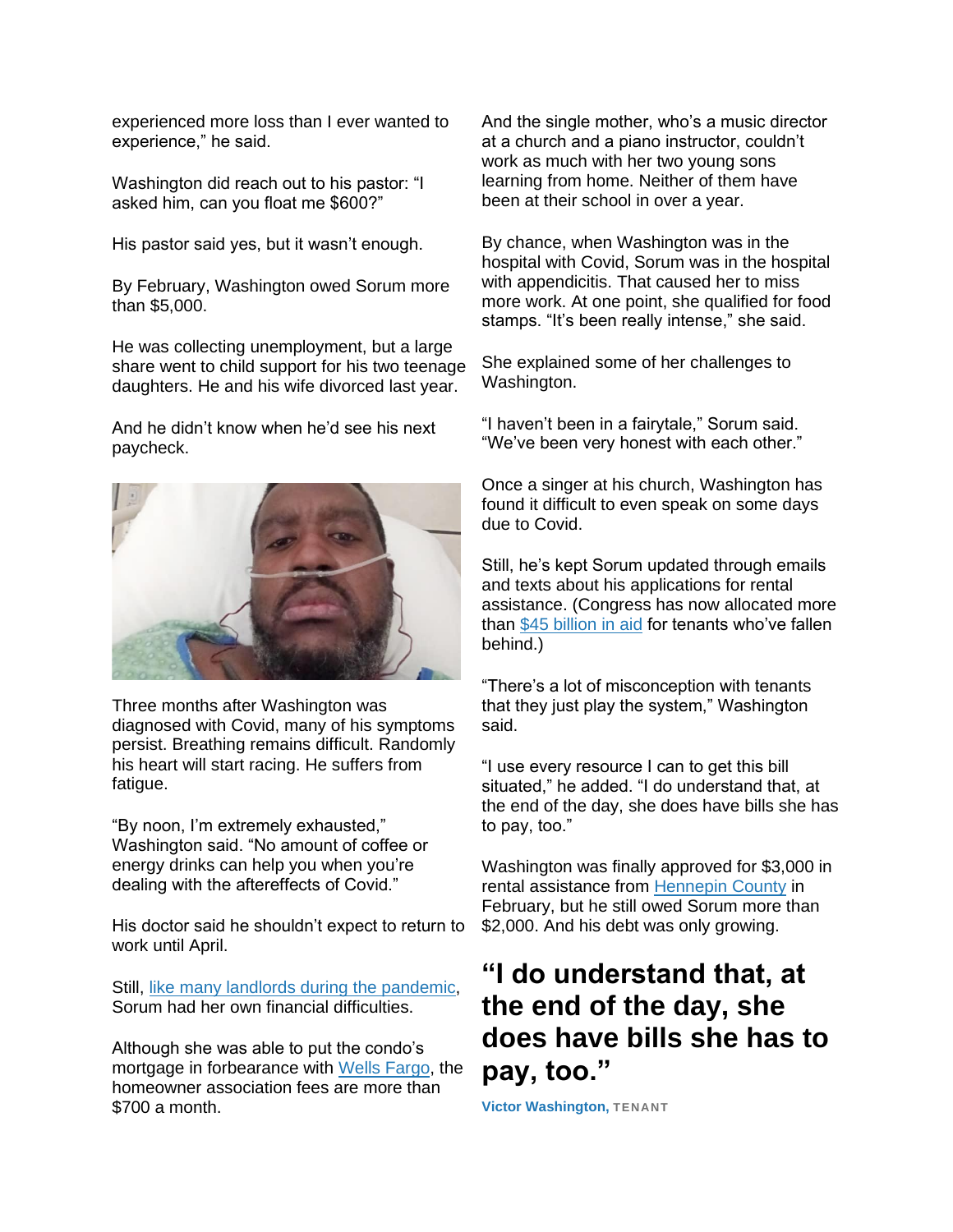experienced more loss than I ever wanted to experience," he said.

Washington did reach out to his pastor: "I asked him, can you float me $600?"

His pastor said yes, but it wasn't enough.

By February, Washington owed Sorum more than $5,000.

He was collecting unemployment, but a large share went to child support for his two teenage daughters. He and his wife divorced last year.

And he didn't know when he'd see his next paycheck.

Three months after Washington was diagnosed with Covid, many of his symptoms persist. Breathing remains difficult. Randomly his heart will start racing. He suffers from fatigue.

"By noon, I'm extremely exhausted," Washington said. "No amount of coffee or energy drinks can help you when you're dealing with the aftereffects of Covid."

His doctor said he shouldn't expect to return to work until April.

Still, [like many landlords during the pandemic](), Sorum had her own financial difficulties.

Although she was able to put the condo's mortgage in forbearance with [Wells Fargo](), the homeowner association fees are more than $700 a month.

And the single mother, who's a music director at a church and a piano instructor, couldn't work as much with her two young sons learning from home. Neither of them have been at their school in over a year.

By chance, when Washington was in the hospital with Covid, Sorum was in the hospital with appendicitis. That caused her to miss more work. At one point, she qualified for food stamps. "It's been really intense," she said.

She explained some of her challenges to Washington.

"I haven't been in a fairytale," Sorum said. "We've been very honest with each other."

Once a singer at his church, Washington has found it difficult to even speak on some days due to Covid.

Still, he's kept Sorum updated through emails and texts about his applications for rental assistance. (Congress has now allocated more than [$45 billion in aid]() for tenants who've fallen behind.)

"There's a lot of misconception with tenants that they just play the system," Washington said.

"I use every resource I can to get this bill situated," he added. "I do understand that, at the end of the day, she does have bills she has to pay, too."

Washington was finally approved for $3,000 in rental assistance from [Hennepin County]() in February, but he still owed Sorum more than $2,000. And his debt was only growing.

> **"I do understand that, at the end of the day, she does have bills she has to pay, too."**
>
> **Victor Washington,** TENANT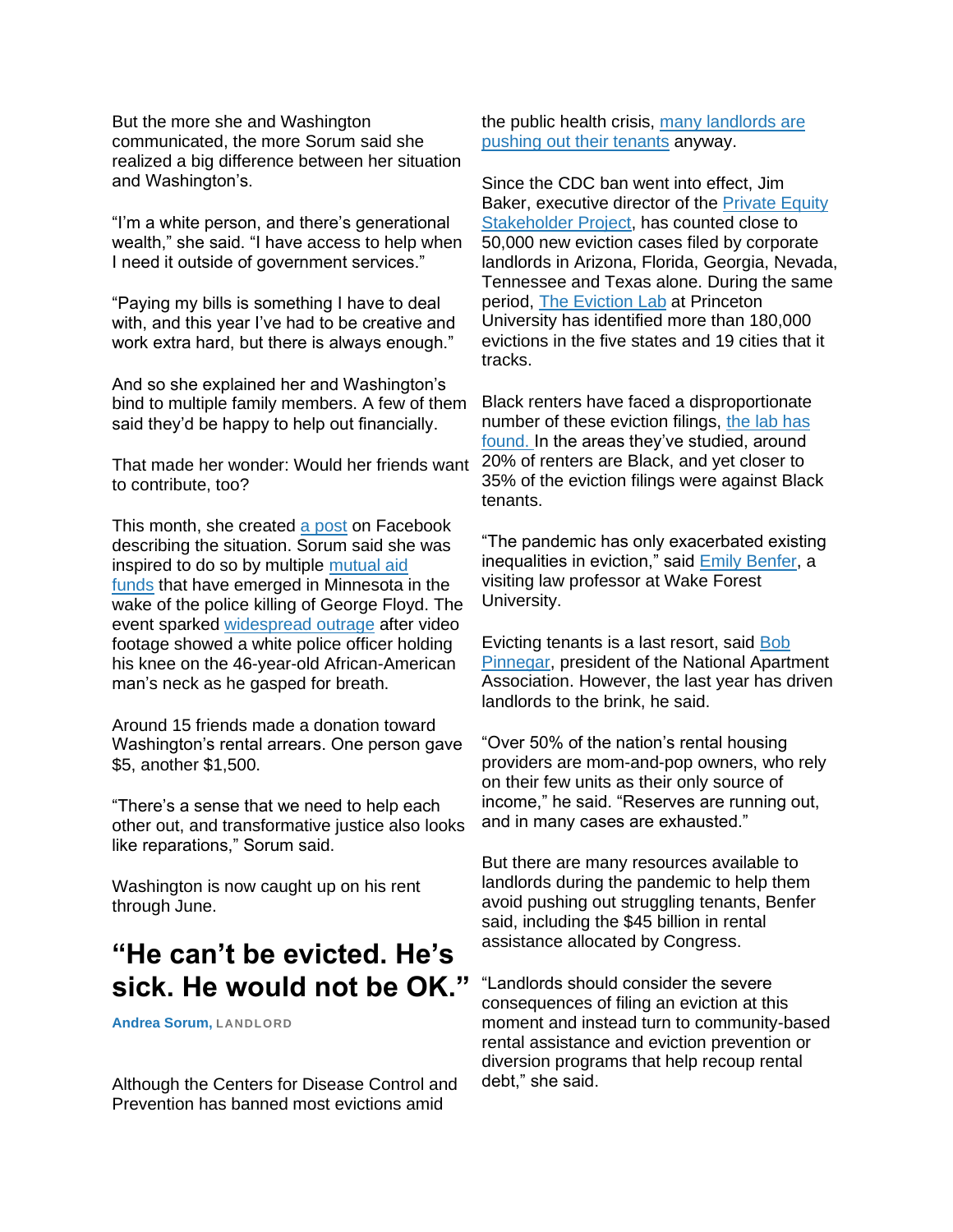But the more she and Washington communicated, the more Sorum said she realized a big difference between her situation and Washington's.

"I'm a white person, and there's generational wealth," she said. "I have access to help when I need it outside of government services."

"Paying my bills is something I have to deal with, and this year I've had to be creative and work extra hard, but there is always enough."

And so she explained her and Washington's bind to multiple family members. A few of them said they'd be happy to help out financially.

That made her wonder: Would her friends want to contribute, too?

This month, she created a post on Facebook describing the situation. Sorum said she was inspired to do so by multiple mutual aid funds that have emerged in Minnesota in the wake of the police killing of George Floyd. The event sparked widespread outrage after video footage showed a white police officer holding his knee on the 46-year-old African-American man's neck as he gasped for breath.

Around 15 friends made a donation toward Washington's rental arrears. One person gave $5, another $1,500.

"There's a sense that we need to help each other out, and transformative justice also looks like reparations," Sorum said.

Washington is now caught up on his rent through June.

## "He can't be evicted. He's sick. He would not be OK."

**Andrea Sorum,** LANDLORD

Although the Centers for Disease Control and Prevention has banned most evictions amid the public health crisis, many landlords are pushing out their tenants anyway.

Since the CDC ban went into effect, Jim Baker, executive director of the Private Equity Stakeholder Project, has counted close to 50,000 new eviction cases filed by corporate landlords in Arizona, Florida, Georgia, Nevada, Tennessee and Texas alone. During the same period, The Eviction Lab at Princeton University has identified more than 180,000 evictions in the five states and 19 cities that it tracks.

Black renters have faced a disproportionate number of these eviction filings, the lab has found. In the areas they've studied, around 20% of renters are Black, and yet closer to 35% of the eviction filings were against Black tenants.

"The pandemic has only exacerbated existing inequalities in eviction," said Emily Benfer, a visiting law professor at Wake Forest University.

Evicting tenants is a last resort, said Bob Pinnegar, president of the National Apartment Association. However, the last year has driven landlords to the brink, he said.

"Over 50% of the nation's rental housing providers are mom-and-pop owners, who rely on their few units as their only source of income," he said. "Reserves are running out, and in many cases are exhausted."

But there are many resources available to landlords during the pandemic to help them avoid pushing out struggling tenants, Benfer said, including the $45 billion in rental assistance allocated by Congress.

"Landlords should consider the severe consequences of filing an eviction at this moment and instead turn to community-based rental assistance and eviction prevention or diversion programs that help recoup rental debt," she said.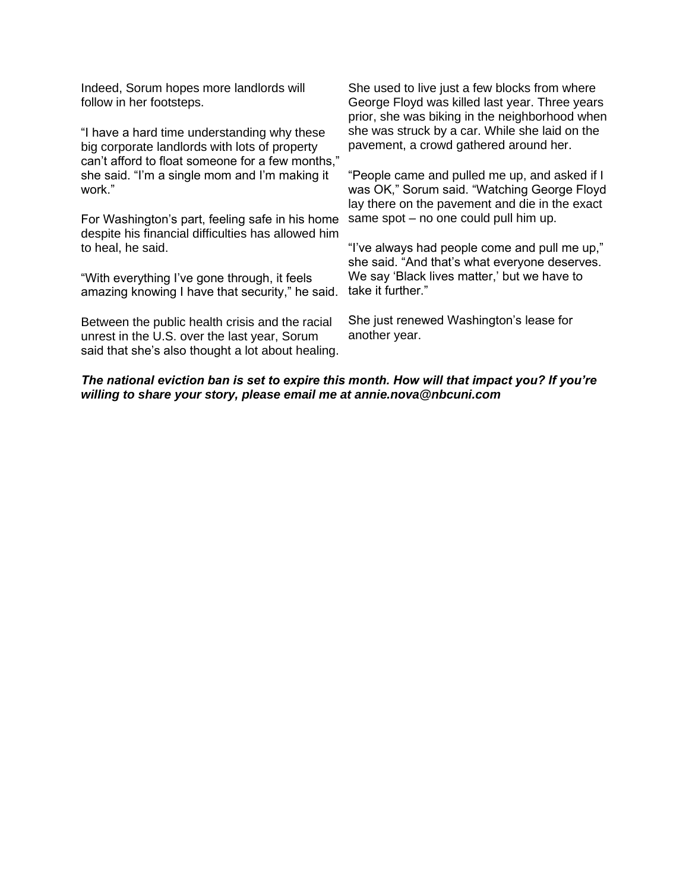Indeed, Sorum hopes more landlords will follow in her footsteps.

"I have a hard time understanding why these big corporate landlords with lots of property can't afford to float someone for a few months," she said. "I'm a single mom and I'm making it work."

For Washington's part, feeling safe in his home despite his financial difficulties has allowed him to heal, he said.

"With everything I've gone through, it feels amazing knowing I have that security," he said.

Between the public health crisis and the racial unrest in the U.S. over the last year, Sorum said that she's also thought a lot about healing.

She used to live just a few blocks from where George Floyd was killed last year. Three years prior, she was biking in the neighborhood when she was struck by a car. While she laid on the pavement, a crowd gathered around her.

"People came and pulled me up, and asked if I was OK," Sorum said. "Watching George Floyd lay there on the pavement and die in the exact same spot – no one could pull him up.

"I've always had people come and pull me up," she said. "And that's what everyone deserves. We say 'Black lives matter,' but we have to take it further."

She just renewed Washington's lease for another year.

***The national eviction ban is set to expire this month. How will that impact you? If you're willing to share your story, please email me at annie.nova@nbcuni.com***